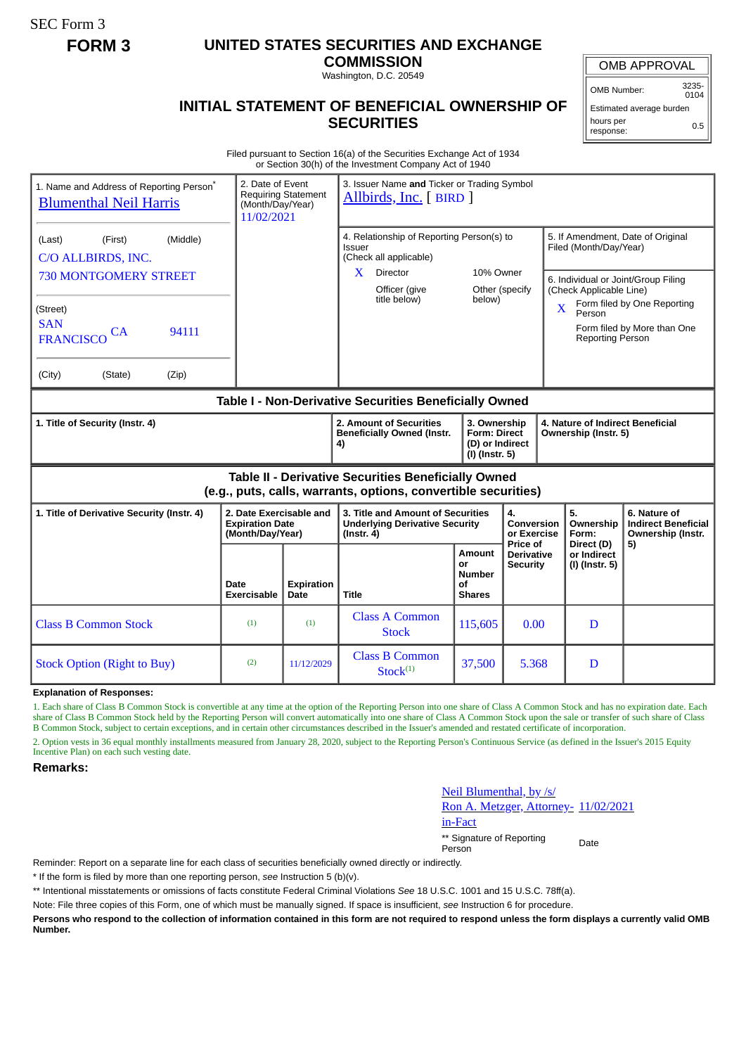SEC Form 3

**FORM 3**

# UNITED STATES SECURITIES AND EXCHANGE COMMISSION

Washington, D.C. 20549

## INITIAL STATEMENT OF BENEFICIAL OWNERSHIP OF SECURITIES

| OMB APPROVAL | |
|---|---|
| OMB Number: | 3235-0104 |
| Estimated average burden | |
| hours per response: | 0.5 |

Filed pursuant to Section 16(a) of the Securities Exchange Act of 1934
or Section 30(h) of the Investment Company Act of 1940

1. Name and Address of Reporting Person*
Blumenthal Neil Harris

(Last) (First) (Middle)
C/O ALLBIRDS, INC.
730 MONTGOMERY STREET

(Street)
SAN FRANCISCO CA 94111

(City) (State) (Zip)

2. Date of Event Requiring Statement (Month/Day/Year)
11/02/2021

3. Issuer Name **and** Ticker or Trading Symbol
Allbirds, Inc. [ BIRD ]

4. Relationship of Reporting Person(s) to Issuer
(Check all applicable)
X Director
10% Owner
Officer (give title below)
Other (specify below)

5. If Amendment, Date of Original Filed (Month/Day/Year)

6. Individual or Joint/Group Filing (Check Applicable Line)
X Form filed by One Reporting Person
Form filed by More than One Reporting Person

### Table I - Non-Derivative Securities Beneficially Owned

| 1. Title of Security (Instr. 4) | 2. Amount of Securities Beneficially Owned (Instr. 4) | 3. Ownership Form: Direct (D) or Indirect (I) (Instr. 5) | 4. Nature of Indirect Beneficial Ownership (Instr. 5) |
|---|---|---|---|

### Table II - Derivative Securities Beneficially Owned (e.g., puts, calls, warrants, options, convertible securities)

| 1. Title of Derivative Security (Instr. 4) | 2. Date Exercisable and Expiration Date (Month/Day/Year) | | 3. Title and Amount of Securities Underlying Derivative Security (Instr. 4) | | 4. Conversion or Exercise Price of Derivative Security | 5. Ownership Form: Direct (D) or Indirect (I) (Instr. 5) | 6. Nature of Indirect Beneficial Ownership (Instr. 5) |
|---|---|---|---|---|---|---|---|
| | Date Exercisable | Expiration Date | Title | Amount or Number of Shares | | | |
| Class B Common Stock | (1) | (1) | Class A Common Stock | 115,605 | 0.00 | D | |
| Stock Option (Right to Buy) | (2) | 11/12/2029 | Class B Common Stock(1) | 37,500 | 5.368 | D | |

**Explanation of Responses:**

1. Each share of Class B Common Stock is convertible at any time at the option of the Reporting Person into one share of Class A Common Stock and has no expiration date. Each share of Class B Common Stock held by the Reporting Person will convert automatically into one share of Class A Common Stock upon the sale or transfer of such share of Class B Common Stock, subject to certain exceptions, and in certain other circumstances described in the Issuer's amended and restated certificate of incorporation.

2. Option vests in 36 equal monthly installments measured from January 28, 2020, subject to the Reporting Person's Continuous Service (as defined in the Issuer's 2015 Equity Incentive Plan) on each such vesting date.

**Remarks:**

Neil Blumenthal, by /s/ Ron A. Metzger, Attorney-in-Fact — 11/02/2021

** Signature of Reporting Person — Date

Reminder: Report on a separate line for each class of securities beneficially owned directly or indirectly.

* If the form is filed by more than one reporting person, *see* Instruction 5 (b)(v).

** Intentional misstatements or omissions of facts constitute Federal Criminal Violations *See* 18 U.S.C. 1001 and 15 U.S.C. 78ff(a).

Note: File three copies of this Form, one of which must be manually signed. If space is insufficient, *see* Instruction 6 for procedure.

**Persons who respond to the collection of information contained in this form are not required to respond unless the form displays a currently valid OMB Number.**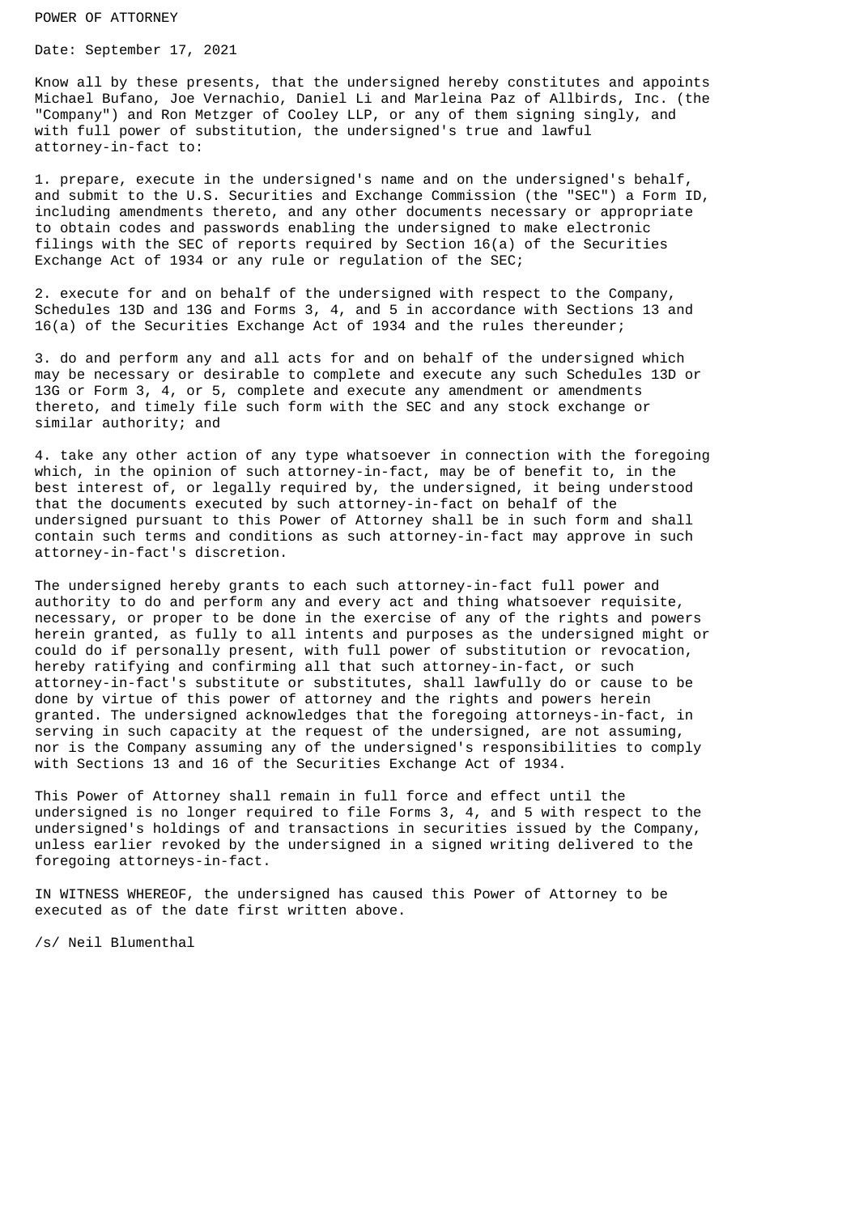POWER OF ATTORNEY

Date: September 17, 2021

Know all by these presents, that the undersigned hereby constitutes and appoints Michael Bufano, Joe Vernachio, Daniel Li and Marleina Paz of Allbirds, Inc. (the "Company") and Ron Metzger of Cooley LLP, or any of them signing singly, and with full power of substitution, the undersigned's true and lawful attorney-in-fact to:

1. prepare, execute in the undersigned's name and on the undersigned's behalf, and submit to the U.S. Securities and Exchange Commission (the "SEC") a Form ID, including amendments thereto, and any other documents necessary or appropriate to obtain codes and passwords enabling the undersigned to make electronic filings with the SEC of reports required by Section 16(a) of the Securities Exchange Act of 1934 or any rule or regulation of the SEC;

2. execute for and on behalf of the undersigned with respect to the Company, Schedules 13D and 13G and Forms 3, 4, and 5 in accordance with Sections 13 and 16(a) of the Securities Exchange Act of 1934 and the rules thereunder;

3. do and perform any and all acts for and on behalf of the undersigned which may be necessary or desirable to complete and execute any such Schedules 13D or 13G or Form 3, 4, or 5, complete and execute any amendment or amendments thereto, and timely file such form with the SEC and any stock exchange or similar authority; and

4. take any other action of any type whatsoever in connection with the foregoing which, in the opinion of such attorney-in-fact, may be of benefit to, in the best interest of, or legally required by, the undersigned, it being understood that the documents executed by such attorney-in-fact on behalf of the undersigned pursuant to this Power of Attorney shall be in such form and shall contain such terms and conditions as such attorney-in-fact may approve in such attorney-in-fact's discretion.

The undersigned hereby grants to each such attorney-in-fact full power and authority to do and perform any and every act and thing whatsoever requisite, necessary, or proper to be done in the exercise of any of the rights and powers herein granted, as fully to all intents and purposes as the undersigned might or could do if personally present, with full power of substitution or revocation, hereby ratifying and confirming all that such attorney-in-fact, or such attorney-in-fact's substitute or substitutes, shall lawfully do or cause to be done by virtue of this power of attorney and the rights and powers herein granted. The undersigned acknowledges that the foregoing attorneys-in-fact, in serving in such capacity at the request of the undersigned, are not assuming, nor is the Company assuming any of the undersigned's responsibilities to comply with Sections 13 and 16 of the Securities Exchange Act of 1934.

This Power of Attorney shall remain in full force and effect until the undersigned is no longer required to file Forms 3, 4, and 5 with respect to the undersigned's holdings of and transactions in securities issued by the Company, unless earlier revoked by the undersigned in a signed writing delivered to the foregoing attorneys-in-fact.

IN WITNESS WHEREOF, the undersigned has caused this Power of Attorney to be executed as of the date first written above.

/s/ Neil Blumenthal